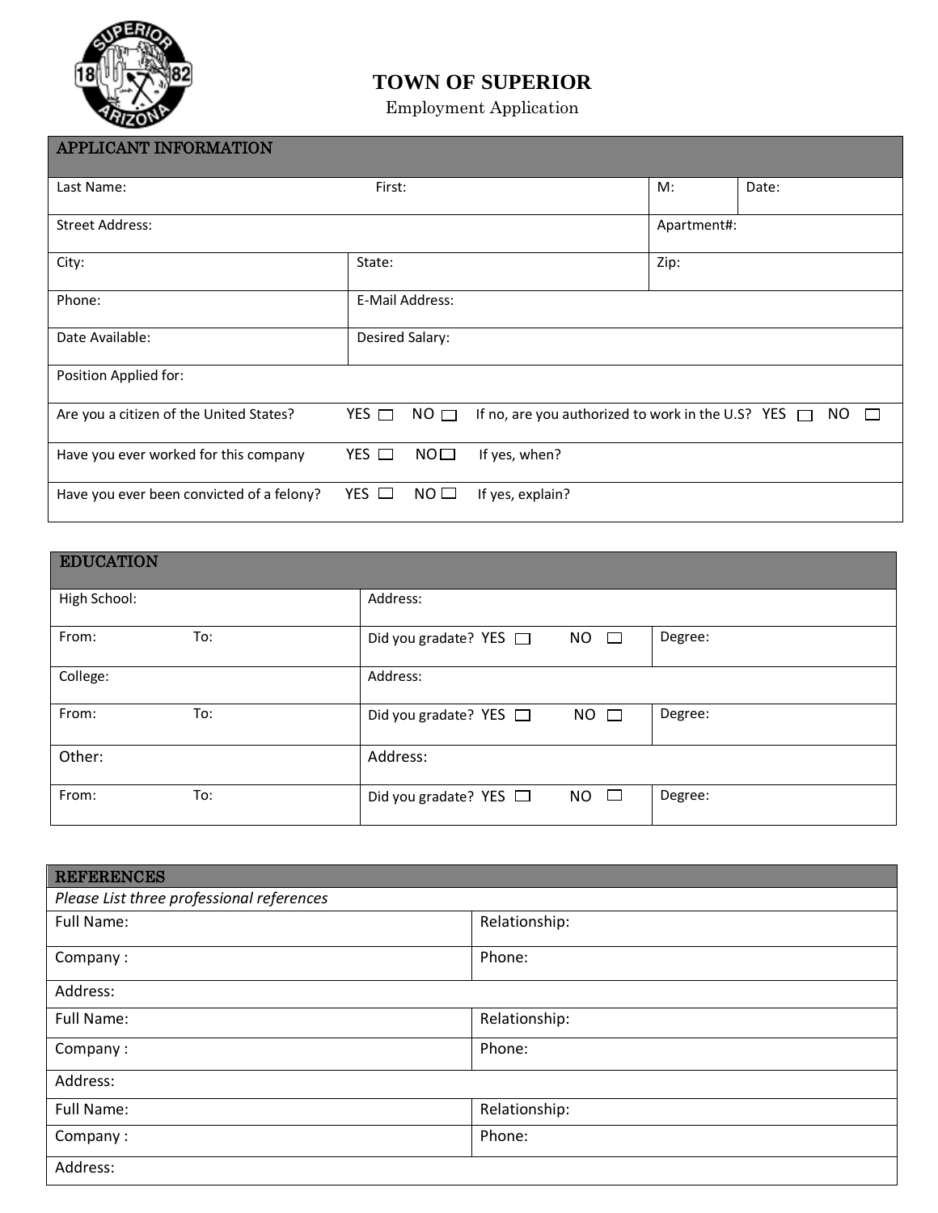# TOWN OF SUPERIOR

Employment Application

| APPLICANT INFORMATION | | | |
|---|---|---|---|
| Last Name: &nbsp;&nbsp;&nbsp;&nbsp;&nbsp;&nbsp;&nbsp;&nbsp; First: | | M: | Date: |
| Street Address: | | Apartment#: | |
| City: | State: | Zip: | |
| Phone: | E-Mail Address: | | |
| Date Available: | Desired Salary: | | |
| Position Applied for: | | | |
| Are you a citizen of the United States? YES ☐ NO ☐ If no, are you authorized to work in the U.S? YES ☐ NO ☐ | | | |
| Have you ever worked for this company YES ☐ NO☐ If yes, when? | | | |
| Have you ever been convicted of a felony? YES ☐ NO ☐ If yes, explain? | | | |

| EDUCATION | | |
|---|---|---|
| High School: | Address: | |
| From: &nbsp;&nbsp;&nbsp;&nbsp;&nbsp;&nbsp;&nbsp;&nbsp; To: | Did you gradate? YES ☐ NO ☐ | Degree: |
| College: | Address: | |
| From: &nbsp;&nbsp;&nbsp;&nbsp;&nbsp;&nbsp;&nbsp;&nbsp; To: | Did you gradate? YES ☐ NO ☐ | Degree: |
| Other: | Address: | |
| From: &nbsp;&nbsp;&nbsp;&nbsp;&nbsp;&nbsp;&nbsp;&nbsp; To: | Did you gradate? YES ☐ NO ☐ | Degree: |

| REFERENCES | |
|---|---|
| *Please List three professional references* | |
| Full Name: | Relationship: |
| Company : | Phone: |
| Address: | |
| Full Name: | Relationship: |
| Company : | Phone: |
| Address: | |
| Full Name: | Relationship: |
| Company : | Phone: |
| Address: | |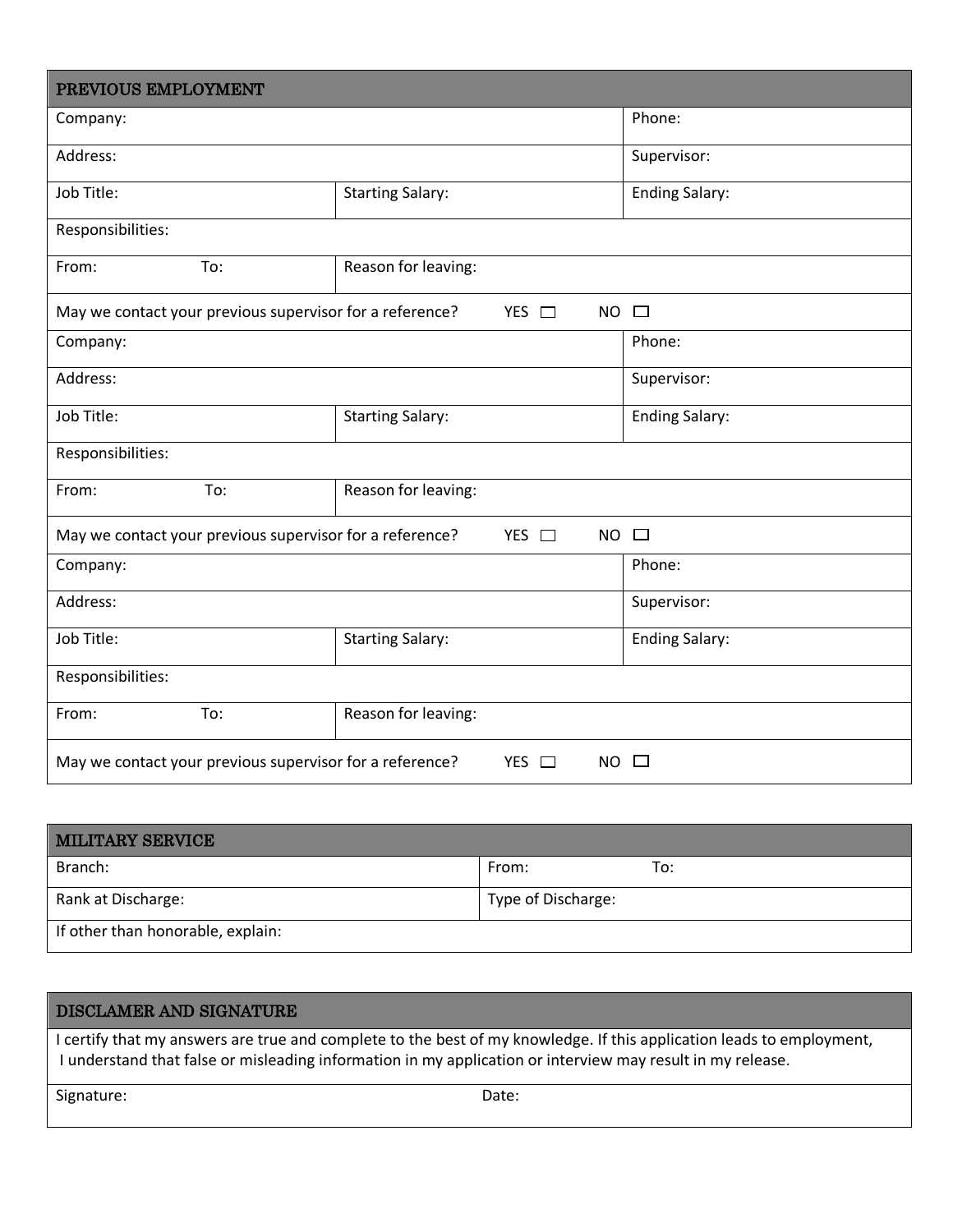## PREVIOUS EMPLOYMENT

| | | |
|---|---|---|
| Company: | | Phone: |
| Address: | | Supervisor: |
| Job Title: | Starting Salary: | Ending Salary: |
| Responsibilities: | | |
| From: To: | Reason for leaving: | |
| May we contact your previous supervisor for a reference? YES ☐ NO ☐ | | |
| Company: | | Phone: |
| Address: | | Supervisor: |
| Job Title: | Starting Salary: | Ending Salary: |
| Responsibilities: | | |
| From: To: | Reason for leaving: | |
| May we contact your previous supervisor for a reference? YES ☐ NO ☐ | | |
| Company: | | Phone: |
| Address: | | Supervisor: |
| Job Title: | Starting Salary: | Ending Salary: |
| Responsibilities: | | |
| From: To: | Reason for leaving: | |
| May we contact your previous supervisor for a reference? YES ☐ NO ☐ | | |

## MILITARY SERVICE

| | |
|---|---|
| Branch: | From: To: |
| Rank at Discharge: | Type of Discharge: |
| If other than honorable, explain: | |

## DISCLAMER AND SIGNATURE

I certify that my answers are true and complete to the best of my knowledge. If this application leads to employment, I understand that false or misleading information in my application or interview may result in my release.

| | |
|---|---|
| Signature: | Date: |